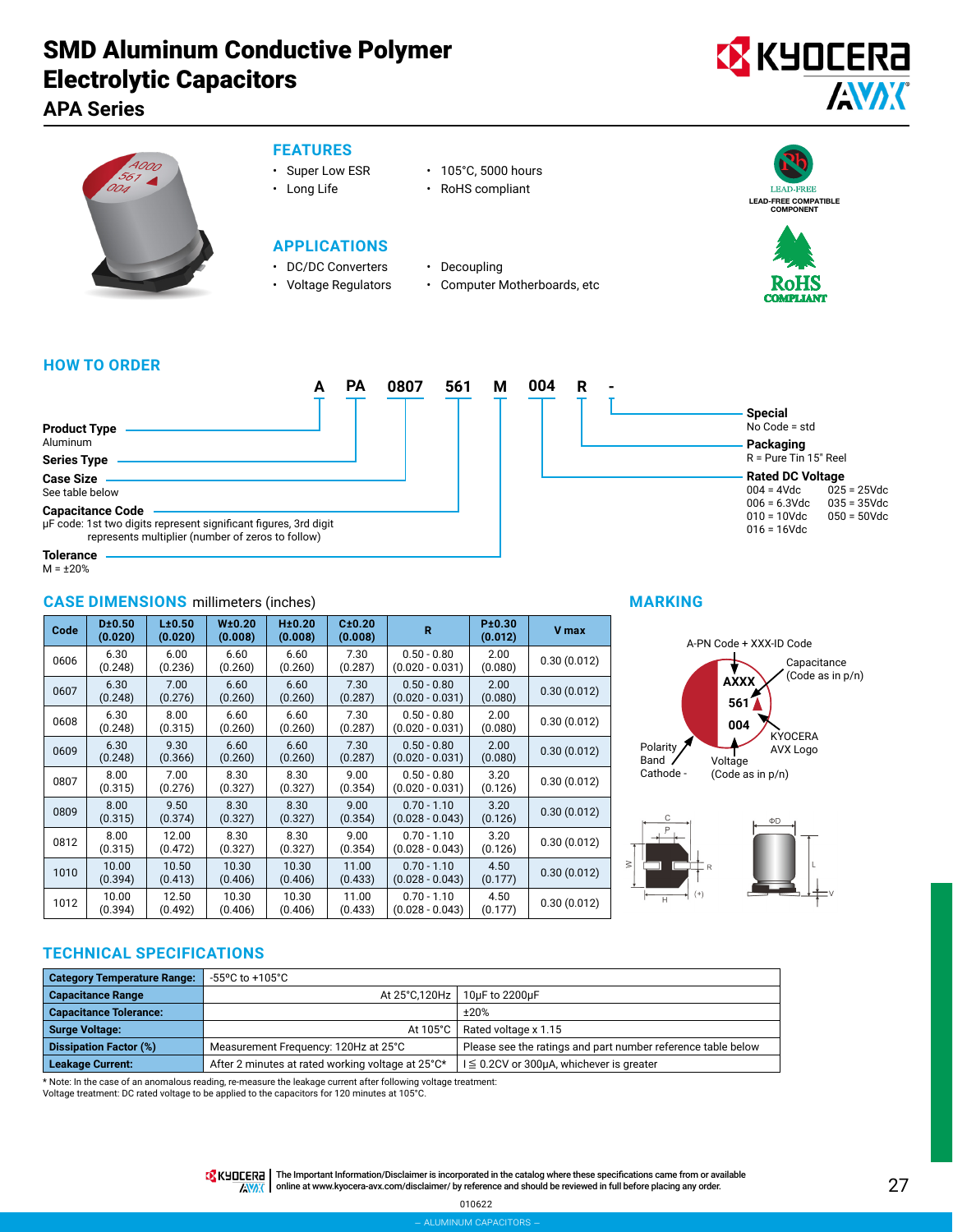# SMD Aluminum Conductive Polymer Electrolytic Capacitors

## APA Series

### FEATURES

- Super Low ESR
- Long Life
- 105°C, 5000 hours
- RoHS compliant

LEAD-FREE
LEAD-FREE COMPATIBLE COMPONENT

RoHS COMPLIANT

### APPLICATIONS

- DC/DC Converters
- Voltage Regulators
- Decoupling
- Computer Motherboards, etc

### HOW TO ORDER

**A PA 0807 561 M 004 R -**

**Product Type**
Aluminum

**Series Type**

**Case Size**
See table below

**Capacitance Code**
μF code: 1st two digits represent significant figures, 3rd digit represents multiplier (number of zeros to follow)

**Tolerance**
M = ±20%

**Rated DC Voltage**
004 = 4Vdc
006 = 6.3Vdc
010 = 10Vdc
016 = 16Vdc
025 = 25Vdc
035 = 35Vdc
050 = 50Vdc

**Packaging**
R = Pure Tin 15" Reel

**Special**
No Code = std

### CASE DIMENSIONS millimeters (inches)

| Code | D±0.50 (0.020) | L±0.50 (0.020) | W±0.20 (0.008) | H±0.20 (0.008) | C±0.20 (0.008) | R | P±0.30 (0.012) | V max |
|---|---|---|---|---|---|---|---|---|
| 0606 | 6.30 (0.248) | 6.00 (0.236) | 6.60 (0.260) | 6.60 (0.260) | 7.30 (0.287) | 0.50 - 0.80 (0.020 - 0.031) | 2.00 (0.080) | 0.30 (0.012) |
| 0607 | 6.30 (0.248) | 7.00 (0.276) | 6.60 (0.260) | 6.60 (0.260) | 7.30 (0.287) | 0.50 - 0.80 (0.020 - 0.031) | 2.00 (0.080) | 0.30 (0.012) |
| 0608 | 6.30 (0.248) | 8.00 (0.315) | 6.60 (0.260) | 6.60 (0.260) | 7.30 (0.287) | 0.50 - 0.80 (0.020 - 0.031) | 2.00 (0.080) | 0.30 (0.012) |
| 0609 | 6.30 (0.248) | 9.30 (0.366) | 6.60 (0.260) | 6.60 (0.260) | 7.30 (0.287) | 0.50 - 0.80 (0.020 - 0.031) | 2.00 (0.080) | 0.30 (0.012) |
| 0807 | 8.00 (0.315) | 7.00 (0.276) | 8.30 (0.327) | 8.30 (0.327) | 9.00 (0.354) | 0.50 - 0.80 (0.020 - 0.031) | 3.20 (0.126) | 0.30 (0.012) |
| 0809 | 8.00 (0.315) | 9.50 (0.374) | 8.30 (0.327) | 8.30 (0.327) | 9.00 (0.354) | 0.70 - 1.10 (0.028 - 0.043) | 3.20 (0.126) | 0.30 (0.012) |
| 0812 | 8.00 (0.315) | 12.00 (0.472) | 8.30 (0.327) | 8.30 (0.327) | 9.00 (0.354) | 0.70 - 1.10 (0.028 - 0.043) | 3.20 (0.126) | 0.30 (0.012) |
| 1010 | 10.00 (0.394) | 10.50 (0.413) | 10.30 (0.406) | 10.30 (0.406) | 11.00 (0.433) | 0.70 - 1.10 (0.028 - 0.043) | 4.50 (0.177) | 0.30 (0.012) |
| 1012 | 10.00 (0.394) | 12.50 (0.492) | 10.30 (0.406) | 10.30 (0.406) | 11.00 (0.433) | 0.70 - 1.10 (0.028 - 0.043) | 4.50 (0.177) | 0.30 (0.012) |

### MARKING

A-PN Code + XXX-ID Code
Capacitance (Code as in p/n)
KYOCERA AVX Logo
Voltage (Code as in p/n)
Polarity Band Cathode -

AXXX
561
004

### TECHNICAL SPECIFICATIONS

| | | |
|---|---|---|
| **Category Temperature Range:** | -55°C to +105°C | |
| **Capacitance Range** | At 25°C,120Hz | 10μF to 2200μF |
| **Capacitance Tolerance:** | | ±20% |
| **Surge Voltage:** | At 105°C | Rated voltage x 1.15 |
| **Dissipation Factor (%)** | Measurement Frequency: 120Hz at 25°C | Please see the ratings and part number reference table below |
| **Leakage Current:** | After 2 minutes at rated working voltage at 25°C* | I ≦ 0.2CV or 300μA, whichever is greater |

\* Note: In the case of an anomalous reading, re-measure the leakage current after following voltage treatment:
Voltage treatment: DC rated voltage to be applied to the capacitors for 120 minutes at 105°C.

The Important Information/Disclaimer is incorporated in the catalog where these specifications came from or available online at www.kyocera-avx.com/disclaimer/ by reference and should be reviewed in full before placing any order.

010622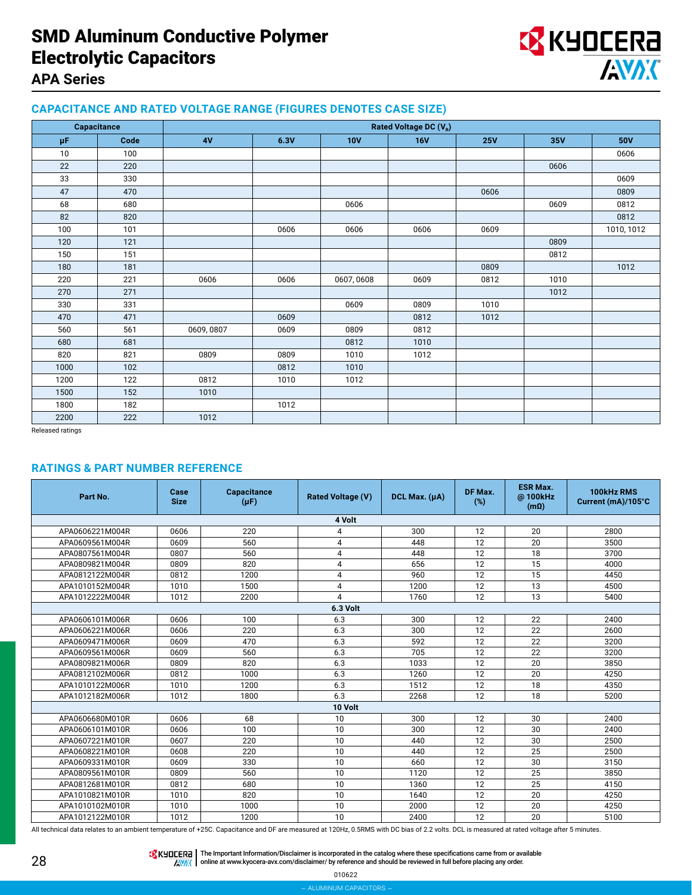# SMD Aluminum Conductive Polymer Electrolytic Capacitors

## APA Series

### CAPACITANCE AND RATED VOLTAGE RANGE (FIGURES DENOTES CASE SIZE)

| Capacitance | | Rated Voltage DC ($V_R$) | | | | | | |
|---|---|---|---|---|---|---|---|---|
| µF | Code | 4V | 6.3V | 10V | 16V | 25V | 35V | 50V |
| 10 | 100 | | | | | | | 0606 |
| 22 | 220 | | | | | | 0606 | |
| 33 | 330 | | | | | | | 0609 |
| 47 | 470 | | | | | 0606 | | 0809 |
| 68 | 680 | | | 0606 | | | 0609 | 0812 |
| 82 | 820 | | | | | | | 0812 |
| 100 | 101 | | 0606 | 0606 | 0606 | 0609 | | 1010, 1012 |
| 120 | 121 | | | | | | 0809 | |
| 150 | 151 | | | | | | 0812 | |
| 180 | 181 | | | | | 0809 | | 1012 |
| 220 | 221 | 0606 | 0606 | 0607, 0608 | 0609 | 0812 | 1010 | |
| 270 | 271 | | | | | | 1012 | |
| 330 | 331 | | | 0609 | 0809 | 1010 | | |
| 470 | 471 | | 0609 | | 0812 | 1012 | | |
| 560 | 561 | 0609, 0807 | 0609 | 0809 | 0812 | | | |
| 680 | 681 | | | 0812 | 1010 | | | |
| 820 | 821 | 0809 | 0809 | 1010 | 1012 | | | |
| 1000 | 102 | | 0812 | 1010 | | | | |
| 1200 | 122 | 0812 | 1010 | 1012 | | | | |
| 1500 | 152 | 1010 | | | | | | |
| 1800 | 182 | | 1012 | | | | | |
| 2200 | 222 | 1012 | | | | | | |

Released ratings

### RATINGS & PART NUMBER REFERENCE

| Part No. | Case Size | Capacitance (µF) | Rated Voltage (V) | DCL Max. (µA) | DF Max. (%) | ESR Max. @ 100kHz (mΩ) | 100kHz RMS Current (mA)/105°C |
|---|---|---|---|---|---|---|---|
| **4 Volt** | | | | | | | |
| APA0606221M004R | 0606 | 220 | 4 | 300 | 12 | 20 | 2800 |
| APA0609561M004R | 0609 | 560 | 4 | 448 | 12 | 20 | 3500 |
| APA0807561M004R | 0807 | 560 | 4 | 448 | 12 | 18 | 3700 |
| APA0809821M004R | 0809 | 820 | 4 | 656 | 12 | 15 | 4000 |
| APA0812122M004R | 0812 | 1200 | 4 | 960 | 12 | 15 | 4450 |
| APA1010152M004R | 1010 | 1500 | 4 | 1200 | 12 | 13 | 4500 |
| APA1012222M004R | 1012 | 2200 | 4 | 1760 | 12 | 13 | 5400 |
| **6.3 Volt** | | | | | | | |
| APA0606101M006R | 0606 | 100 | 6.3 | 300 | 12 | 22 | 2400 |
| APA0606221M006R | 0606 | 220 | 6.3 | 300 | 12 | 22 | 2600 |
| APA0609471M006R | 0609 | 470 | 6.3 | 592 | 12 | 22 | 3200 |
| APA0609561M006R | 0609 | 560 | 6.3 | 705 | 12 | 22 | 3200 |
| APA0809821M006R | 0809 | 820 | 6.3 | 1033 | 12 | 20 | 3850 |
| APA0812102M006R | 0812 | 1000 | 6.3 | 1260 | 12 | 20 | 4250 |
| APA1010122M006R | 1010 | 1200 | 6.3 | 1512 | 12 | 18 | 4350 |
| APA1012182M006R | 1012 | 1800 | 6.3 | 2268 | 12 | 18 | 5200 |
| **10 Volt** | | | | | | | |
| APA0606680M010R | 0606 | 68 | 10 | 300 | 12 | 30 | 2400 |
| APA0606101M010R | 0606 | 100 | 10 | 300 | 12 | 30 | 2400 |
| APA0607221M010R | 0607 | 220 | 10 | 440 | 12 | 30 | 2500 |
| APA0608221M010R | 0608 | 220 | 10 | 440 | 12 | 25 | 2500 |
| APA0609331M010R | 0609 | 330 | 10 | 660 | 12 | 30 | 3150 |
| APA0809561M010R | 0809 | 560 | 10 | 1120 | 12 | 25 | 3850 |
| APA0812681M010R | 0812 | 680 | 10 | 1360 | 12 | 25 | 4150 |
| APA1010821M010R | 1010 | 820 | 10 | 1640 | 12 | 20 | 4250 |
| APA1010102M010R | 1010 | 1000 | 10 | 2000 | 12 | 20 | 4250 |
| APA1012122M010R | 1012 | 1200 | 10 | 2400 | 12 | 20 | 5100 |

All technical data relates to an ambient temperature of +25C. Capacitance and DF are measured at 120Hz, 0.5RMS with DC bias of 2.2 volts. DCL is measured at rated voltage after 5 minutes.

The Important Information/Disclaimer is incorporated in the catalog where these specifications came from or available online at www.kyocera-avx.com/disclaimer/ by reference and should be reviewed in full before placing any order.

010622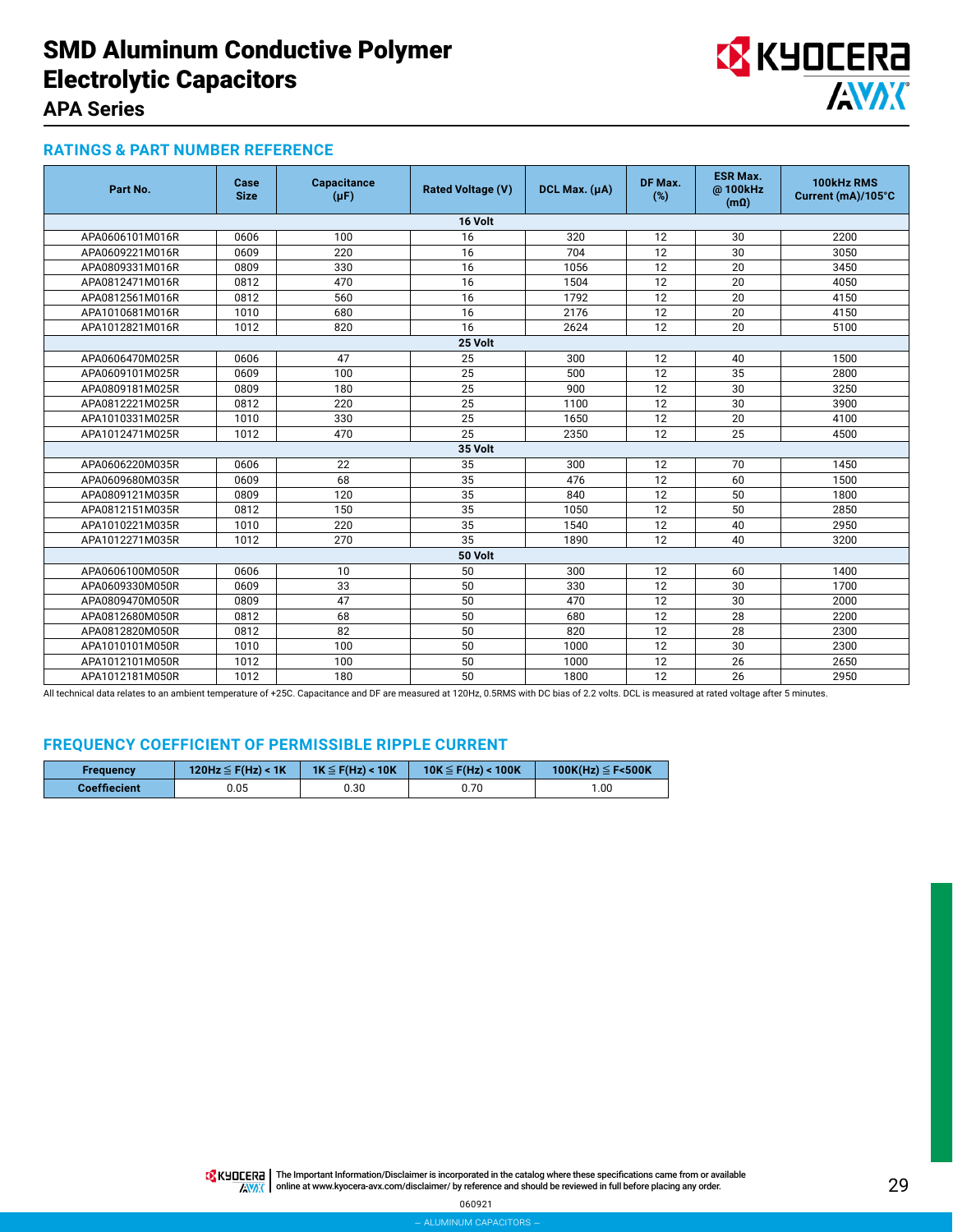# SMD Aluminum Conductive Polymer Electrolytic Capacitors

## APA Series

### RATINGS & PART NUMBER REFERENCE

| Part No. | Case Size | Capacitance (µF) | Rated Voltage (V) | DCL Max. (µA) | DF Max. (%) | ESR Max. @ 100kHz (mΩ) | 100kHz RMS Current (mA)/105°C |
|---|---|---|---|---|---|---|---|
| **16 Volt** | | | | | | | |
| APA0606101M016R | 0606 | 100 | 16 | 320 | 12 | 30 | 2200 |
| APA0609221M016R | 0609 | 220 | 16 | 704 | 12 | 30 | 3050 |
| APA0809331M016R | 0809 | 330 | 16 | 1056 | 12 | 20 | 3450 |
| APA0812471M016R | 0812 | 470 | 16 | 1504 | 12 | 20 | 4050 |
| APA0812561M016R | 0812 | 560 | 16 | 1792 | 12 | 20 | 4150 |
| APA1010681M016R | 1010 | 680 | 16 | 2176 | 12 | 20 | 4150 |
| APA1012821M016R | 1012 | 820 | 16 | 2624 | 12 | 20 | 5100 |
| **25 Volt** | | | | | | | |
| APA0606470M025R | 0606 | 47 | 25 | 300 | 12 | 40 | 1500 |
| APA0609101M025R | 0609 | 100 | 25 | 500 | 12 | 35 | 2800 |
| APA0809181M025R | 0809 | 180 | 25 | 900 | 12 | 30 | 3250 |
| APA0812221M025R | 0812 | 220 | 25 | 1100 | 12 | 30 | 3900 |
| APA1010331M025R | 1010 | 330 | 25 | 1650 | 12 | 20 | 4100 |
| APA1012471M025R | 1012 | 470 | 25 | 2350 | 12 | 25 | 4500 |
| **35 Volt** | | | | | | | |
| APA0606220M035R | 0606 | 22 | 35 | 300 | 12 | 70 | 1450 |
| APA0609680M035R | 0609 | 68 | 35 | 476 | 12 | 60 | 1500 |
| APA0809121M035R | 0809 | 120 | 35 | 840 | 12 | 50 | 1800 |
| APA0812151M035R | 0812 | 150 | 35 | 1050 | 12 | 50 | 2850 |
| APA1010221M035R | 1010 | 220 | 35 | 1540 | 12 | 40 | 2950 |
| APA1012271M035R | 1012 | 270 | 35 | 1890 | 12 | 40 | 3200 |
| **50 Volt** | | | | | | | |
| APA0606100M050R | 0606 | 10 | 50 | 300 | 12 | 60 | 1400 |
| APA0609330M050R | 0609 | 33 | 50 | 330 | 12 | 30 | 1700 |
| APA0809470M050R | 0809 | 47 | 50 | 470 | 12 | 30 | 2000 |
| APA0812680M050R | 0812 | 68 | 50 | 680 | 12 | 28 | 2200 |
| APA0812820M050R | 0812 | 82 | 50 | 820 | 12 | 28 | 2300 |
| APA1010101M050R | 1010 | 100 | 50 | 1000 | 12 | 30 | 2300 |
| APA1012101M050R | 1012 | 100 | 50 | 1000 | 12 | 26 | 2650 |
| APA1012181M050R | 1012 | 180 | 50 | 1800 | 12 | 26 | 2950 |

All technical data relates to an ambient temperature of +25C. Capacitance and DF are measured at 120Hz, 0.5RMS with DC bias of 2.2 volts. DCL is measured at rated voltage after 5 minutes.

### FREQUENCY COEFFICIENT OF PERMISSIBLE RIPPLE CURRENT

| Frequency | 120Hz ≦ F(Hz) < 1K | 1K ≦ F(Hz) < 10K | 10K ≦ F(Hz) < 100K | 100K(Hz) ≦ F<500K |
|---|---|---|---|---|
| Coeffiecient | 0.05 | 0.30 | 0.70 | 1.00 |

The Important Information/Disclaimer is incorporated in the catalog where these specifications came from or available online at www.kyocera-avx.com/disclaimer/ by reference and should be reviewed in full before placing any order.

060921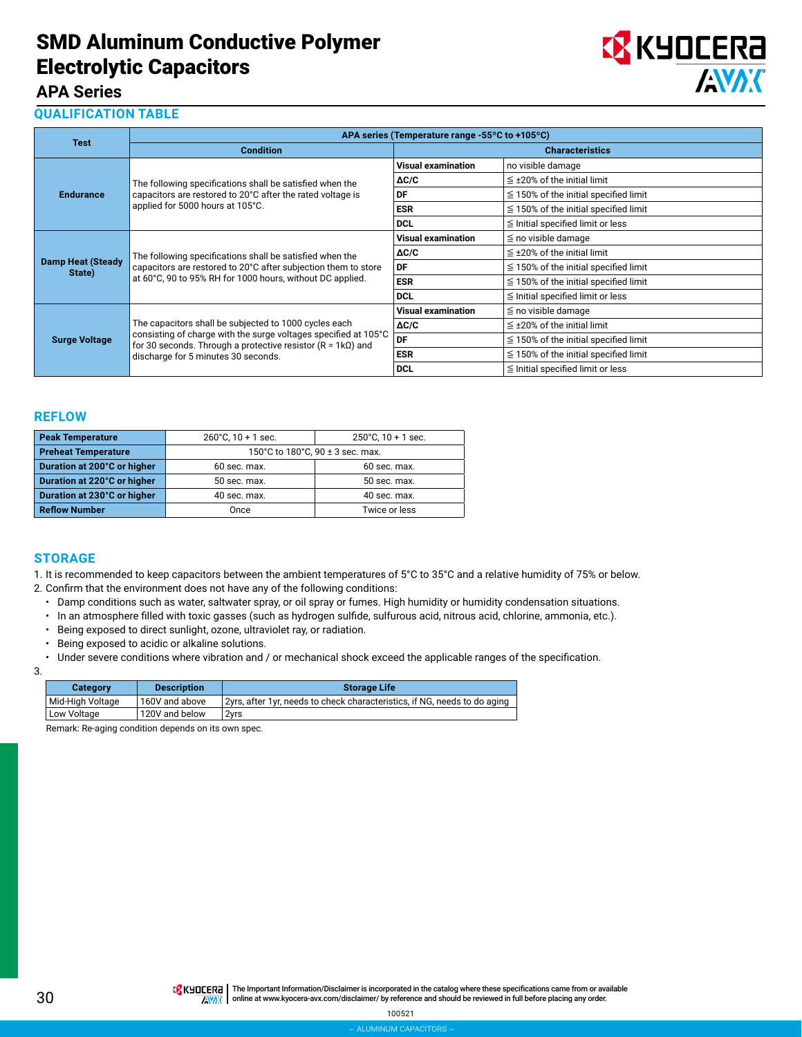# SMD Aluminum Conductive Polymer Electrolytic Capacitors

## APA Series

### QUALIFICATION TABLE

| Test | APA series (Temperature range -55ºC to +105ºC) | | |
|---|---|---|---|
| | Condition | Characteristics | |
| Endurance | The following specifications shall be satisfied when the capacitors are restored to 20°C after the rated voltage is applied for 5000 hours at 105°C. | Visual examination | no visible damage |
| | | ΔC/C | ≦ ±20% of the initial limit |
| | | DF | ≦ 150% of the initial specified limit |
| | | ESR | ≦ 150% of the initial specified limit |
| | | DCL | ≦ Initial specified limit or less |
| Damp Heat (Steady State) | The following specifications shall be satisfied when the capacitors are restored to 20°C after subjection them to store at 60°C, 90 to 95% RH for 1000 hours, without DC applied. | Visual examination | ≦ no visible damage |
| | | ΔC/C | ≦ ±20% of the initial limit |
| | | DF | ≦ 150% of the initial specified limit |
| | | ESR | ≦ 150% of the initial specified limit |
| | | DCL | ≦ Initial specified limit or less |
| Surge Voltage | The capacitors shall be subjected to 1000 cycles each consisting of charge with the surge voltages specified at 105°C for 30 seconds. Through a protective resistor (R = 1kΩ) and discharge for 5 minutes 30 seconds. | Visual examination | ≦ no visible damage |
| | | ΔC/C | ≦ ±20% of the initial limit |
| | | DF | ≦ 150% of the initial specified limit |
| | | ESR | ≦ 150% of the initial specified limit |
| | | DCL | ≦ Initial specified limit or less |

### REFLOW

| Peak Temperature | 260°C, 10 + 1 sec. | 250°C, 10 + 1 sec. |
|---|---|---|
| Preheat Temperature | 150°C to 180°C, 90 ± 3 sec. max. | |
| Duration at 200°C or higher | 60 sec. max. | 60 sec. max. |
| Duration at 220°C or higher | 50 sec. max. | 50 sec. max. |
| Duration at 230°C or higher | 40 sec. max. | 40 sec. max. |
| Reflow Number | Once | Twice or less |

### STORAGE

1. It is recommended to keep capacitors between the ambient temperatures of 5°C to 35°C and a relative humidity of 75% or below.
2. Confirm that the environment does not have any of the following conditions:
   - Damp conditions such as water, saltwater spray, or oil spray or fumes. High humidity or humidity condensation situations.
   - In an atmosphere filled with toxic gasses (such as hydrogen sulfide, sulfurous acid, nitrous acid, chlorine, ammonia, etc.).
   - Being exposed to direct sunlight, ozone, ultraviolet ray, or radiation.
   - Being exposed to acidic or alkaline solutions.
   - Under severe conditions where vibration and / or mechanical shock exceed the applicable ranges of the specification.
3.

| Category | Description | Storage Life |
|---|---|---|
| Mid-High Voltage | 160V and above | 2yrs, after 1yr, needs to check characteristics, if NG, needs to do aging |
| Low Voltage | 120V and below | 2yrs |

Remark: Re-aging condition depends on its own spec.

The Important Information/Disclaimer is incorporated in the catalog where these specifications came from or available online at www.kyocera-avx.com/disclaimer/ by reference and should be reviewed in full before placing any order.

100521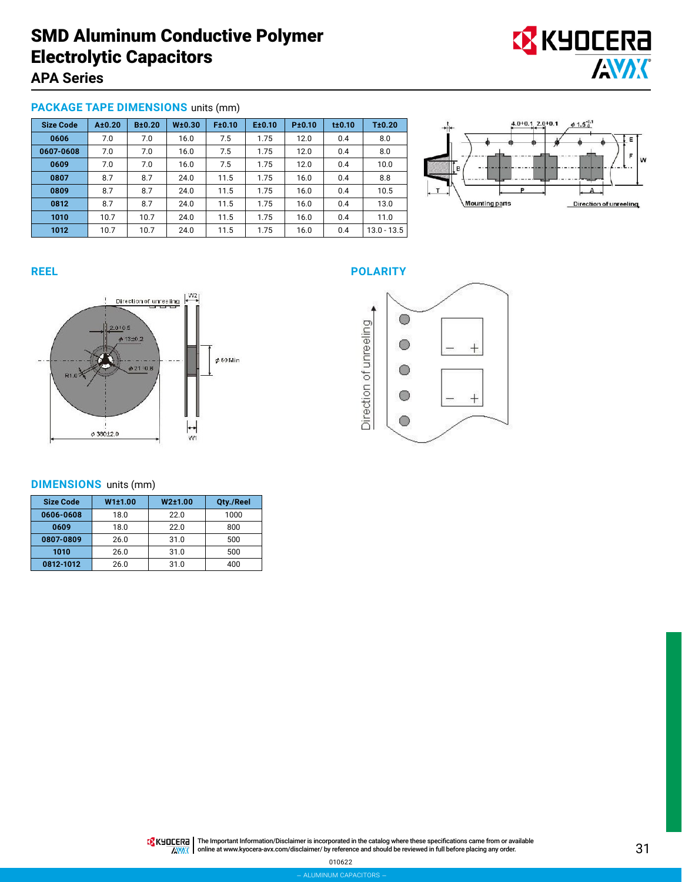# SMD Aluminum Conductive Polymer Electrolytic Capacitors

## APA Series

### PACKAGE TAPE DIMENSIONS units (mm)

| Size Code | A±0.20 | B±0.20 | W±0.30 | F±0.10 | E±0.10 | P±0.10 | t±0.10 | T±0.20 |
|---|---|---|---|---|---|---|---|---|
| 0606 | 7.0 | 7.0 | 16.0 | 7.5 | 1.75 | 12.0 | 0.4 | 8.0 |
| 0607-0608 | 7.0 | 7.0 | 16.0 | 7.5 | 1.75 | 12.0 | 0.4 | 8.0 |
| 0609 | 7.0 | 7.0 | 16.0 | 7.5 | 1.75 | 12.0 | 0.4 | 10.0 |
| 0807 | 8.7 | 8.7 | 24.0 | 11.5 | 1.75 | 16.0 | 0.4 | 8.8 |
| 0809 | 8.7 | 8.7 | 24.0 | 11.5 | 1.75 | 16.0 | 0.4 | 10.5 |
| 0812 | 8.7 | 8.7 | 24.0 | 11.5 | 1.75 | 16.0 | 0.4 | 13.0 |
| 1010 | 10.7 | 10.7 | 24.0 | 11.5 | 1.75 | 16.0 | 0.4 | 11.0 |
| 1012 | 10.7 | 10.7 | 24.0 | 11.5 | 1.75 | 16.0 | 0.4 | 13.0 - 13.5 |

t

4.0±0.1 2.0±0.1 $\phi 1.5^{+0.1}_{0}$

E

F

W

B

T

P

A

Mounting parts

Direction of unreeling

### REEL

Direction of unreeling

W2

2.0±0.5

$\phi$ 13±0.2

$\phi$ 21±0.8

R1.0

$\phi$ 50 Min

$\phi$ 380±2.0

W1

### POLARITY

Direction of unreeling

− +

− +

### DIMENSIONS units (mm)

| Size Code | W1±1.00 | W2±1.00 | Qty./Reel |
|---|---|---|---|
| 0606-0608 | 18.0 | 22.0 | 1000 |
| 0609 | 18.0 | 22.0 | 800 |
| 0807-0809 | 26.0 | 31.0 | 500 |
| 1010 | 26.0 | 31.0 | 500 |
| 0812-1012 | 26.0 | 31.0 | 400 |

The Important Information/Disclaimer is incorporated in the catalog where these specifications came from or available online at www.kyocera-avx.com/disclaimer/ by reference and should be reviewed in full before placing any order.

010622